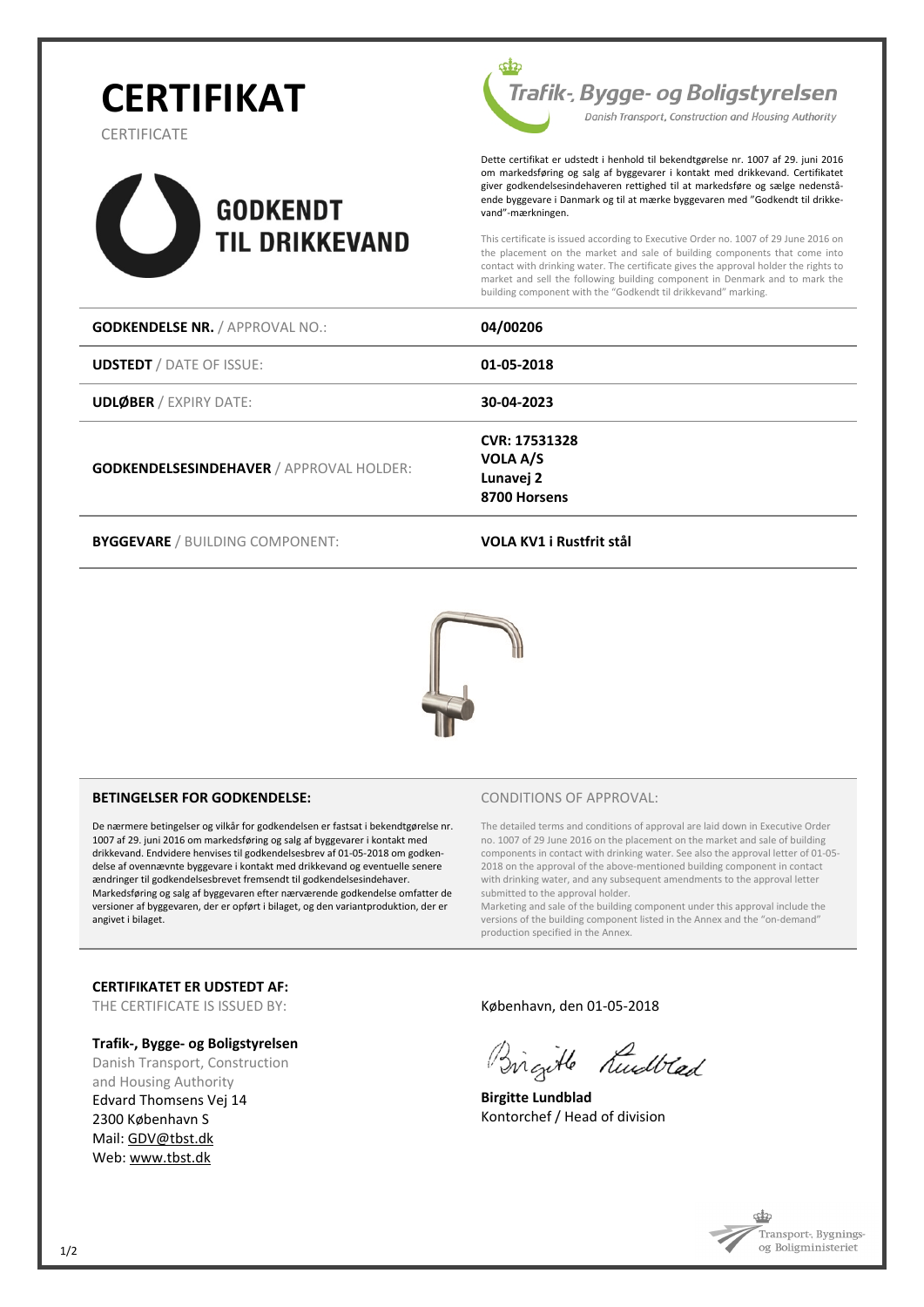# CERTIFIKAT

CERTIFICATE

**GODKENDT TIL DRIKKEVAND**

*Trafik-, Bygge- og Boligstyrelsen*
Danish Transport, Construction and Housing Authority

Dette certifikat er udstedt i henhold til bekendtgørelse nr. 1007 af 29. juni 2016 om markedsføring og salg af byggevarer i kontakt med drikkevand. Certifikatet giver godkendelsesindehaveren rettighed til at markedsføre og sælge nedenstående byggevare i Danmark og til at mærke byggevaren med "Godkendt til drikkevand"-mærkningen.

This certificate is issued according to Executive Order no. 1007 of 29 June 2016 on the placement on the market and sale of building components that come into contact with drinking water. The certificate gives the approval holder the rights to market and sell the following building component in Denmark and to mark the building component with the "Godkendt til drikkevand" marking.

| | |
|---|---|
| **GODKENDELSE NR.** / APPROVAL NO.: | **04/00206** |
| **UDSTEDT** / DATE OF ISSUE: | **01-05-2018** |
| **UDLØBER** / EXPIRY DATE: | **30-04-2023** |
| **GODKENDELSESINDEHAVER** / APPROVAL HOLDER: | **CVR: 17531328**<br>**VOLA A/S**<br>**Lunavej 2**<br>**8700 Horsens** |
| **BYGGEVARE** / BUILDING COMPONENT: | **VOLA KV1 i Rustfrit stål** |

### BETINGELSER FOR GODKENDELSE:

De nærmere betingelser og vilkår for godkendelsen er fastsat i bekendtgørelse nr. 1007 af 29. juni 2016 om markedsføring og salg af byggevarer i kontakt med drikkevand. Endvidere henvises til godkendelsesbrev af 01-05-2018 om godkendelse af ovennævnte byggevare i kontakt med drikkevand og eventuelle senere ændringer til godkendelsesbrevet fremsendt til godkendelsesindehaver.
Markedsføring og salg af byggevaren efter nærværende godkendelse omfatter de versioner af byggevaren, der er opført i bilaget, og den variantproduktion, der er angivet i bilaget.

### CONDITIONS OF APPROVAL:

The detailed terms and conditions of approval are laid down in Executive Order no. 1007 of 29 June 2016 on the placement on the market and sale of building components in contact with drinking water. See also the approval letter of 01-05-2018 on the approval of the above-mentioned building component in contact with drinking water, and any subsequent amendments to the approval letter submitted to the approval holder.
Marketing and sale of the building component under this approval include the versions of the building component listed in the Annex and the "on-demand" production specified in the Annex.

**CERTIFIKATET ER UDSTEDT AF:**
THE CERTIFICATE IS ISSUED BY:

**Trafik-, Bygge- og Boligstyrelsen**
Danish Transport, Construction and Housing Authority
Edvard Thomsens Vej 14
2300 København S
Mail: GDV@tbst.dk
Web: www.tbst.dk

København, den 01-05-2018

**Birgitte Lundblad**
Kontorchef / Head of division

Transport-, Bygnings- og Boligministeriet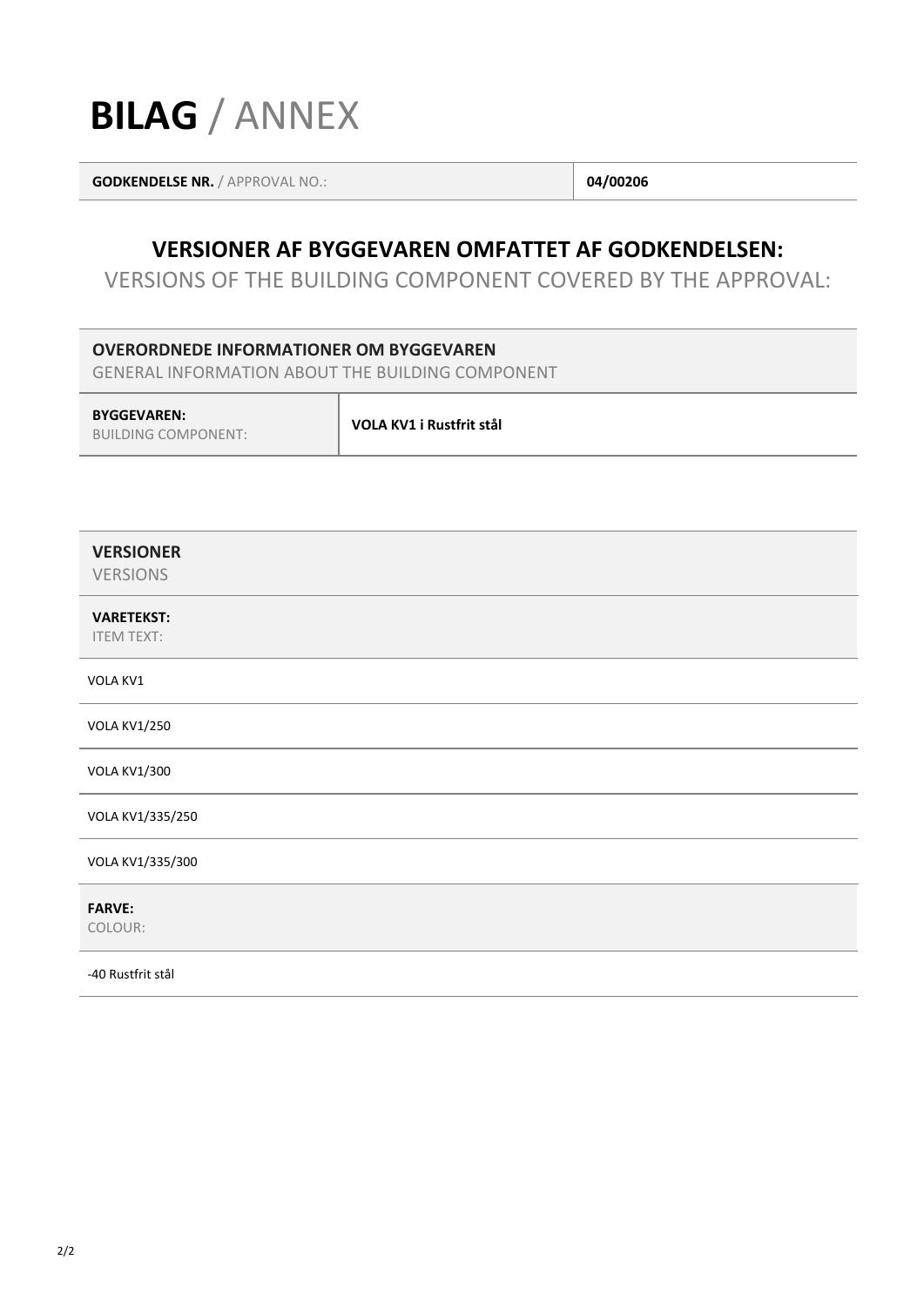# **BILAG** / ANNEX

| | |
|---|---|
| **GODKENDELSE NR.** / APPROVAL NO.: | **04/00206** |

## VERSIONER AF BYGGEVAREN OMFATTET AF GODKENDELSEN:

VERSIONS OF THE BUILDING COMPONENT COVERED BY THE APPROVAL:

| **OVERORDNEDE INFORMATIONER OM BYGGEVAREN** GENERAL INFORMATION ABOUT THE BUILDING COMPONENT | |
|---|---|
| **BYGGEVAREN:** BUILDING COMPONENT: | **VOLA KV1 i Rustfrit stål** |

| **VERSIONER** VERSIONS |
|---|
| **VARETEKST:** ITEM TEXT: |
| VOLA KV1 |
| VOLA KV1/250 |
| VOLA KV1/300 |
| VOLA KV1/335/250 |
| VOLA KV1/335/300 |
| **FARVE:** COLOUR: |
| -40 Rustfrit stål |